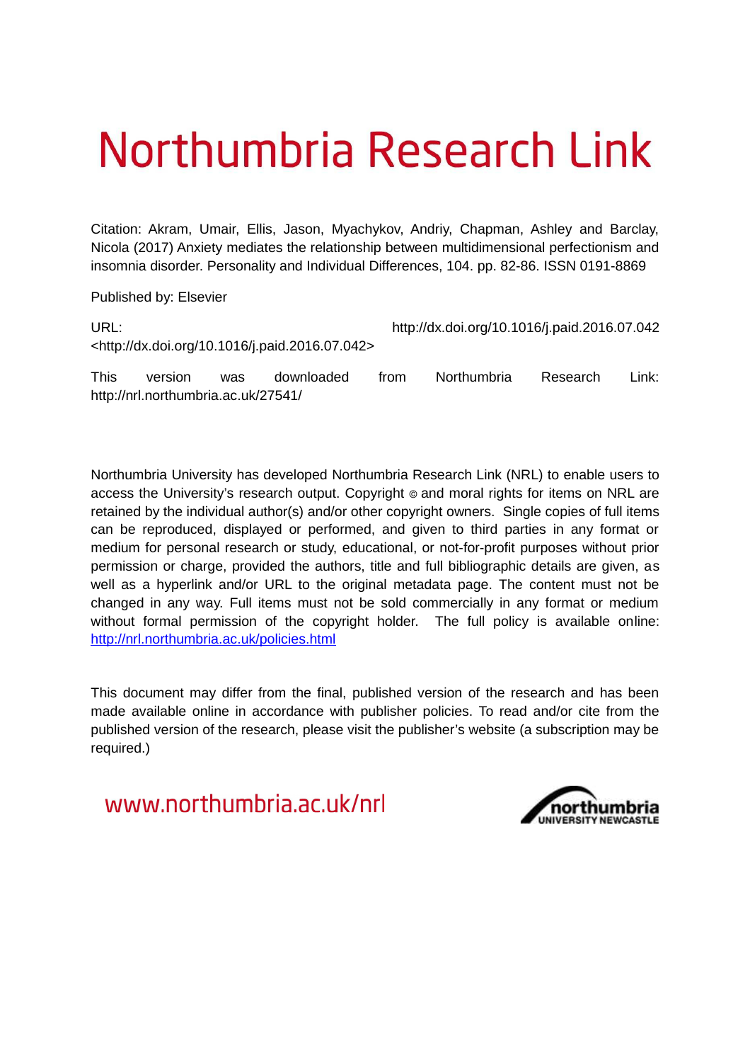# Northumbria Research Link

Citation: Akram, Umair, Ellis, Jason, Myachykov, Andriy, Chapman, Ashley and Barclay, Nicola (2017) Anxiety mediates the relationship between multidimensional perfectionism and insomnia disorder. Personality and Individual Differences, 104. pp. 82-86. ISSN 0191-8869

Published by: Elsevier

URL: http://dx.doi.org/10.1016/j.paid.2016.07.042 <http://dx.doi.org/10.1016/j.paid.2016.07.042>

This version was downloaded from Northumbria Research Link: http://nrl.northumbria.ac.uk/27541/

Northumbria University has developed Northumbria Research Link (NRL) to enable users to access the University's research output. Copyright © and moral rights for items on NRL are retained by the individual author(s) and/or other copyright owners. Single copies of full items can be reproduced, displayed or performed, and given to third parties in any format or medium for personal research or study, educational, or not-for-profit purposes without prior permission or charge, provided the authors, title and full bibliographic details are given, as well as a hyperlink and/or URL to the original metadata page. The content must not be changed in any way. Full items must not be sold commercially in any format or medium without formal permission of the copyright holder. The full policy is available online: http://nrl.northumbria.ac.uk/policies.html

This document may differ from the final, published version of the research and has been made available online in accordance with publisher policies. To read and/or cite from the published version of the research, please visit the publisher's website (a subscription may be required.)

www.northumbria.ac.uk/nrl

northumbria UNIVERSITY NEWCASTLE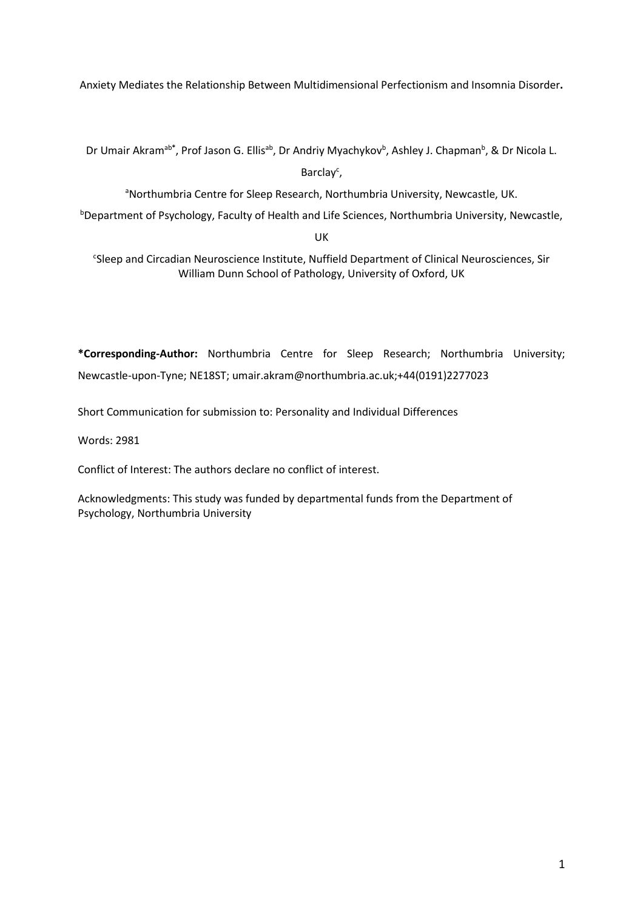Anxiety Mediates the Relationship Between Multidimensional Perfectionism and Insomnia Disorder**.**

Dr Umair Akram[ab*], Prof Jason G. Ellis[ab], Dr Andriy Myachykov[b], Ashley J. Chapman[b], & Dr Nicola L. Barclay[c],

[a]Northumbria Centre for Sleep Research, Northumbria University, Newcastle, UK.

[b]Department of Psychology, Faculty of Health and Life Sciences, Northumbria University, Newcastle, UK

[c]Sleep and Circadian Neuroscience Institute, Nuffield Department of Clinical Neurosciences, Sir William Dunn School of Pathology, University of Oxford, UK

**\*Corresponding-Author:** Northumbria Centre for Sleep Research; Northumbria University; Newcastle-upon-Tyne; NE18ST; umair.akram@northumbria.ac.uk;+44(0191)2277023

Short Communication for submission to: Personality and Individual Differences

Words: 2981

Conflict of Interest: The authors declare no conflict of interest.

Acknowledgments: This study was funded by departmental funds from the Department of Psychology, Northumbria University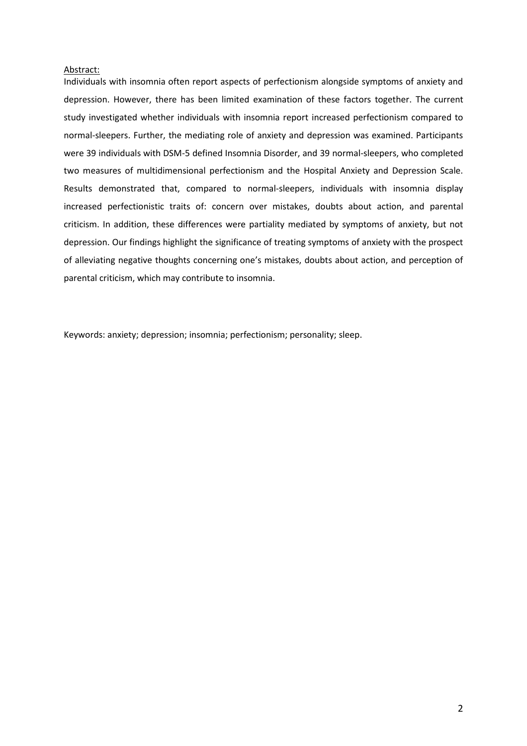Abstract:

Individuals with insomnia often report aspects of perfectionism alongside symptoms of anxiety and depression. However, there has been limited examination of these factors together. The current study investigated whether individuals with insomnia report increased perfectionism compared to normal-sleepers. Further, the mediating role of anxiety and depression was examined. Participants were 39 individuals with DSM-5 defined Insomnia Disorder, and 39 normal-sleepers, who completed two measures of multidimensional perfectionism and the Hospital Anxiety and Depression Scale. Results demonstrated that, compared to normal-sleepers, individuals with insomnia display increased perfectionistic traits of: concern over mistakes, doubts about action, and parental criticism. In addition, these differences were partiality mediated by symptoms of anxiety, but not depression. Our findings highlight the significance of treating symptoms of anxiety with the prospect of alleviating negative thoughts concerning one's mistakes, doubts about action, and perception of parental criticism, which may contribute to insomnia.

Keywords: anxiety; depression; insomnia; perfectionism; personality; sleep.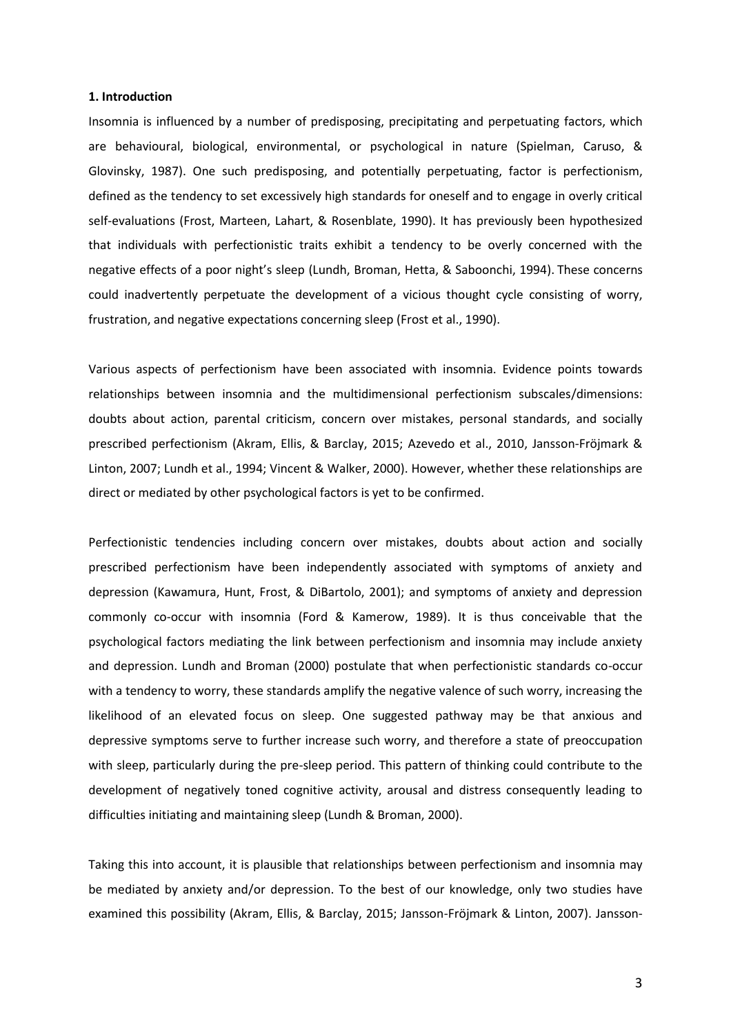**1. Introduction**

Insomnia is influenced by a number of predisposing, precipitating and perpetuating factors, which are behavioural, biological, environmental, or psychological in nature (Spielman, Caruso, & Glovinsky, 1987). One such predisposing, and potentially perpetuating, factor is perfectionism, defined as the tendency to set excessively high standards for oneself and to engage in overly critical self-evaluations (Frost, Marteen, Lahart, & Rosenblate, 1990). It has previously been hypothesized that individuals with perfectionistic traits exhibit a tendency to be overly concerned with the negative effects of a poor night's sleep (Lundh, Broman, Hetta, & Saboonchi, 1994). These concerns could inadvertently perpetuate the development of a vicious thought cycle consisting of worry, frustration, and negative expectations concerning sleep (Frost et al., 1990).

Various aspects of perfectionism have been associated with insomnia. Evidence points towards relationships between insomnia and the multidimensional perfectionism subscales/dimensions: doubts about action, parental criticism, concern over mistakes, personal standards, and socially prescribed perfectionism (Akram, Ellis, & Barclay, 2015; Azevedo et al., 2010, Jansson-Fröjmark & Linton, 2007; Lundh et al., 1994; Vincent & Walker, 2000). However, whether these relationships are direct or mediated by other psychological factors is yet to be confirmed.

Perfectionistic tendencies including concern over mistakes, doubts about action and socially prescribed perfectionism have been independently associated with symptoms of anxiety and depression (Kawamura, Hunt, Frost, & DiBartolo, 2001); and symptoms of anxiety and depression commonly co-occur with insomnia (Ford & Kamerow, 1989). It is thus conceivable that the psychological factors mediating the link between perfectionism and insomnia may include anxiety and depression. Lundh and Broman (2000) postulate that when perfectionistic standards co-occur with a tendency to worry, these standards amplify the negative valence of such worry, increasing the likelihood of an elevated focus on sleep. One suggested pathway may be that anxious and depressive symptoms serve to further increase such worry, and therefore a state of preoccupation with sleep, particularly during the pre-sleep period. This pattern of thinking could contribute to the development of negatively toned cognitive activity, arousal and distress consequently leading to difficulties initiating and maintaining sleep (Lundh & Broman, 2000).

Taking this into account, it is plausible that relationships between perfectionism and insomnia may be mediated by anxiety and/or depression. To the best of our knowledge, only two studies have examined this possibility (Akram, Ellis, & Barclay, 2015; Jansson-Fröjmark & Linton, 2007). Jansson-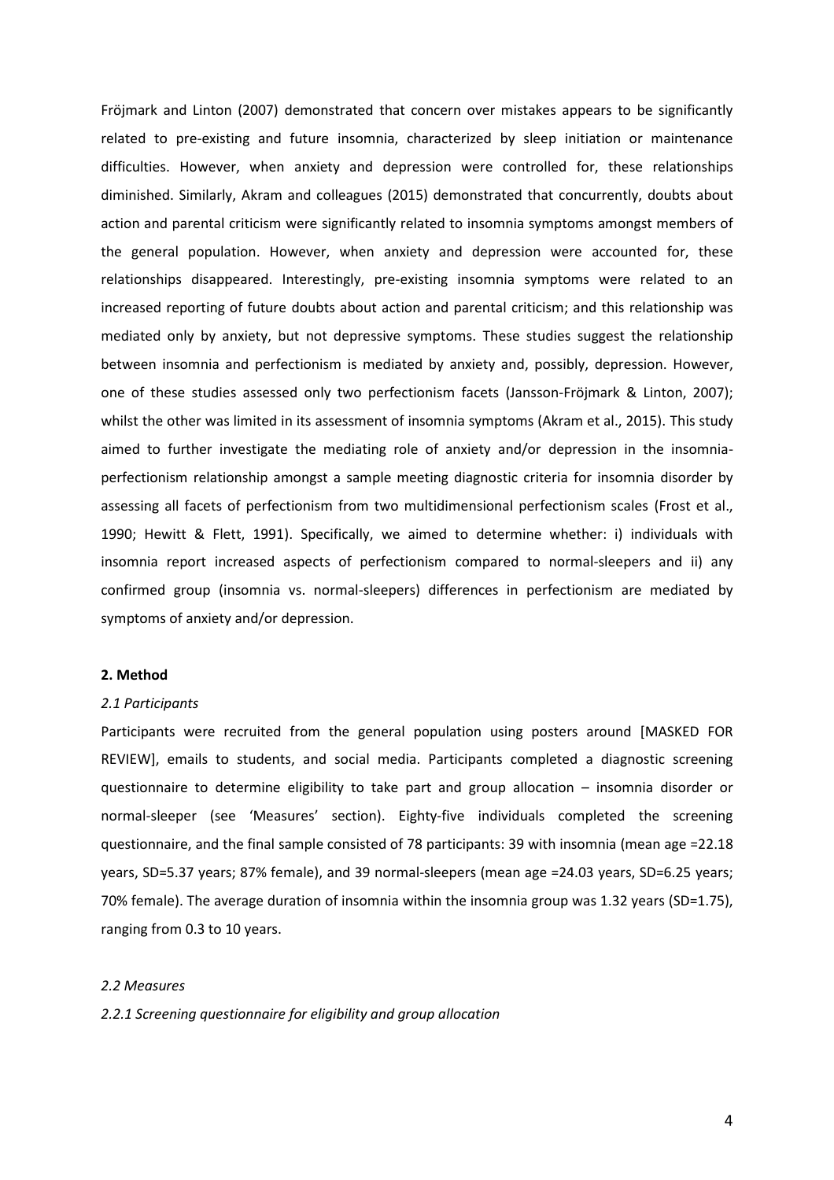Fröjmark and Linton (2007) demonstrated that concern over mistakes appears to be significantly related to pre-existing and future insomnia, characterized by sleep initiation or maintenance difficulties. However, when anxiety and depression were controlled for, these relationships diminished. Similarly, Akram and colleagues (2015) demonstrated that concurrently, doubts about action and parental criticism were significantly related to insomnia symptoms amongst members of the general population. However, when anxiety and depression were accounted for, these relationships disappeared. Interestingly, pre-existing insomnia symptoms were related to an increased reporting of future doubts about action and parental criticism; and this relationship was mediated only by anxiety, but not depressive symptoms. These studies suggest the relationship between insomnia and perfectionism is mediated by anxiety and, possibly, depression. However, one of these studies assessed only two perfectionism facets (Jansson-Fröjmark & Linton, 2007); whilst the other was limited in its assessment of insomnia symptoms (Akram et al., 2015). This study aimed to further investigate the mediating role of anxiety and/or depression in the insomnia-perfectionism relationship amongst a sample meeting diagnostic criteria for insomnia disorder by assessing all facets of perfectionism from two multidimensional perfectionism scales (Frost et al., 1990; Hewitt & Flett, 1991). Specifically, we aimed to determine whether: i) individuals with insomnia report increased aspects of perfectionism compared to normal-sleepers and ii) any confirmed group (insomnia vs. normal-sleepers) differences in perfectionism are mediated by symptoms of anxiety and/or depression.

## 2. Method

### *2.1 Participants*

Participants were recruited from the general population using posters around [MASKED FOR REVIEW], emails to students, and social media. Participants completed a diagnostic screening questionnaire to determine eligibility to take part and group allocation – insomnia disorder or normal-sleeper (see 'Measures' section). Eighty-five individuals completed the screening questionnaire, and the final sample consisted of 78 participants: 39 with insomnia (mean age =22.18 years, SD=5.37 years; 87% female), and 39 normal-sleepers (mean age =24.03 years, SD=6.25 years; 70% female). The average duration of insomnia within the insomnia group was 1.32 years (SD=1.75), ranging from 0.3 to 10 years.

### *2.2 Measures*

#### *2.2.1 Screening questionnaire for eligibility and group allocation*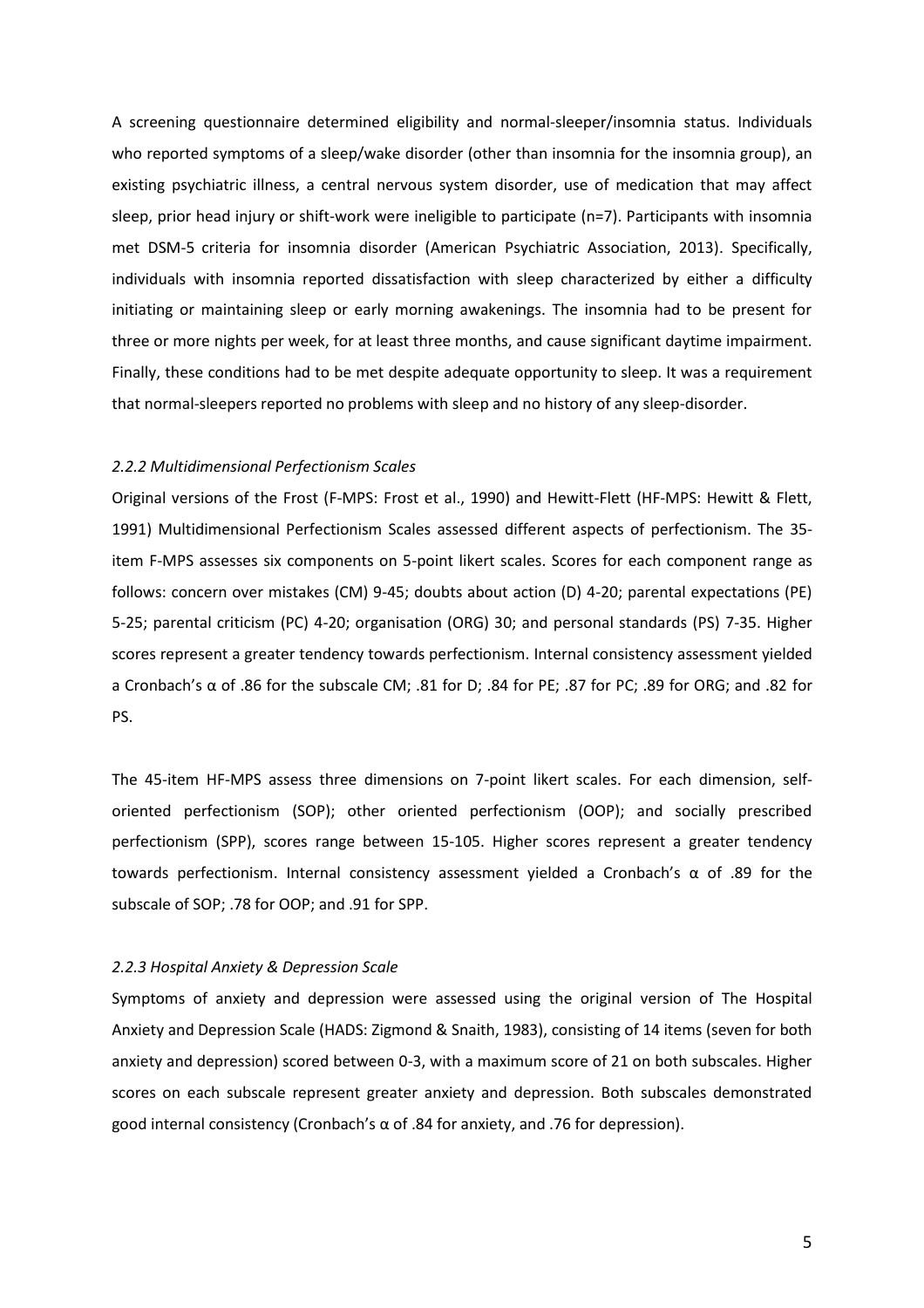A screening questionnaire determined eligibility and normal-sleeper/insomnia status. Individuals who reported symptoms of a sleep/wake disorder (other than insomnia for the insomnia group), an existing psychiatric illness, a central nervous system disorder, use of medication that may affect sleep, prior head injury or shift-work were ineligible to participate (n=7). Participants with insomnia met DSM-5 criteria for insomnia disorder (American Psychiatric Association, 2013). Specifically, individuals with insomnia reported dissatisfaction with sleep characterized by either a difficulty initiating or maintaining sleep or early morning awakenings. The insomnia had to be present for three or more nights per week, for at least three months, and cause significant daytime impairment. Finally, these conditions had to be met despite adequate opportunity to sleep. It was a requirement that normal-sleepers reported no problems with sleep and no history of any sleep-disorder.

### *2.2.2 Multidimensional Perfectionism Scales*

Original versions of the Frost (F-MPS: Frost et al., 1990) and Hewitt-Flett (HF-MPS: Hewitt & Flett, 1991) Multidimensional Perfectionism Scales assessed different aspects of perfectionism. The 35-item F-MPS assesses six components on 5-point likert scales. Scores for each component range as follows: concern over mistakes (CM) 9-45; doubts about action (D) 4-20; parental expectations (PE) 5-25; parental criticism (PC) 4-20; organisation (ORG) 30; and personal standards (PS) 7-35. Higher scores represent a greater tendency towards perfectionism. Internal consistency assessment yielded a Cronbach's α of .86 for the subscale CM; .81 for D; .84 for PE; .87 for PC; .89 for ORG; and .82 for PS.

The 45-item HF-MPS assess three dimensions on 7-point likert scales. For each dimension, self-oriented perfectionism (SOP); other oriented perfectionism (OOP); and socially prescribed perfectionism (SPP), scores range between 15-105. Higher scores represent a greater tendency towards perfectionism. Internal consistency assessment yielded a Cronbach's α of .89 for the subscale of SOP; .78 for OOP; and .91 for SPP.

### *2.2.3 Hospital Anxiety & Depression Scale*

Symptoms of anxiety and depression were assessed using the original version of The Hospital Anxiety and Depression Scale (HADS: Zigmond & Snaith, 1983), consisting of 14 items (seven for both anxiety and depression) scored between 0-3, with a maximum score of 21 on both subscales. Higher scores on each subscale represent greater anxiety and depression. Both subscales demonstrated good internal consistency (Cronbach's α of .84 for anxiety, and .76 for depression).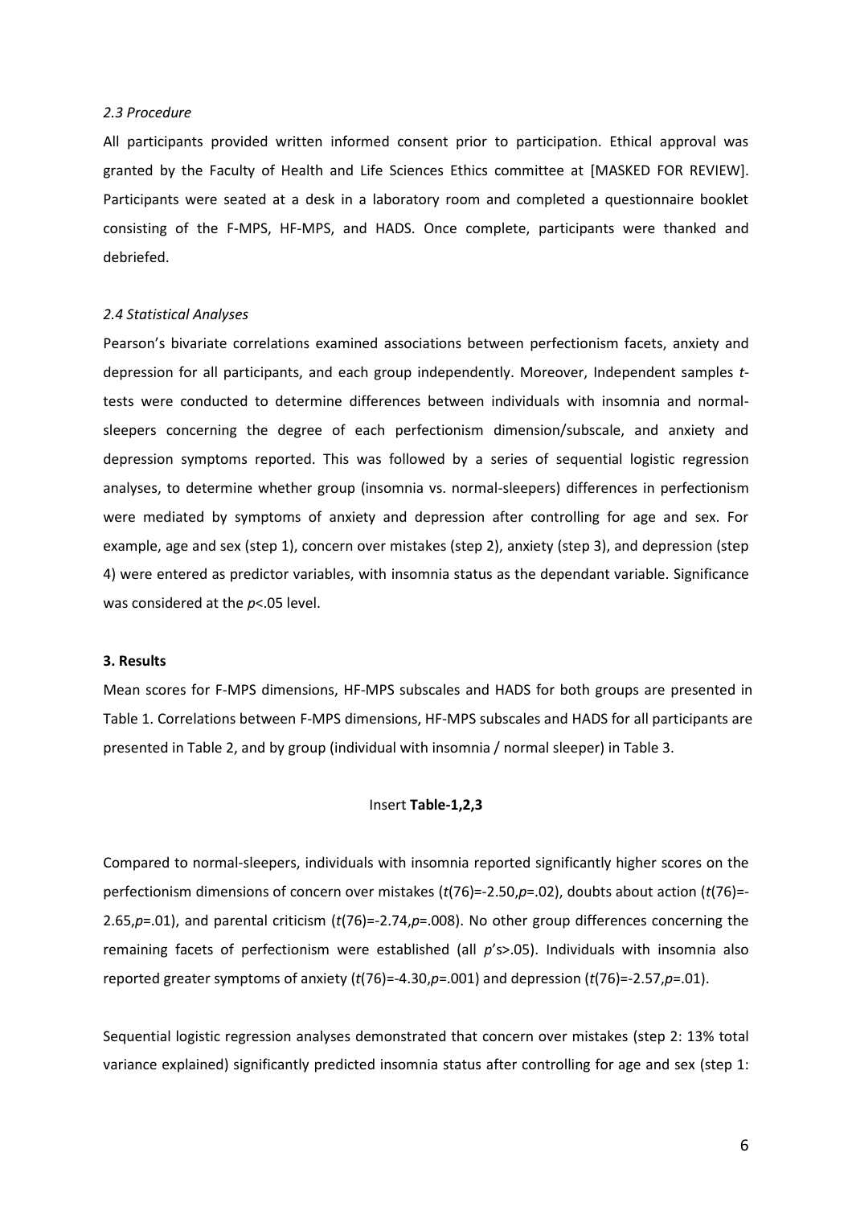*2.3 Procedure*

All participants provided written informed consent prior to participation. Ethical approval was granted by the Faculty of Health and Life Sciences Ethics committee at [MASKED FOR REVIEW]. Participants were seated at a desk in a laboratory room and completed a questionnaire booklet consisting of the F-MPS, HF-MPS, and HADS. Once complete, participants were thanked and debriefed.

*2.4 Statistical Analyses*

Pearson's bivariate correlations examined associations between perfectionism facets, anxiety and depression for all participants, and each group independently. Moreover, Independent samples *t*-tests were conducted to determine differences between individuals with insomnia and normal-sleepers concerning the degree of each perfectionism dimension/subscale, and anxiety and depression symptoms reported. This was followed by a series of sequential logistic regression analyses, to determine whether group (insomnia vs. normal-sleepers) differences in perfectionism were mediated by symptoms of anxiety and depression after controlling for age and sex. For example, age and sex (step 1), concern over mistakes (step 2), anxiety (step 3), and depression (step 4) were entered as predictor variables, with insomnia status as the dependant variable. Significance was considered at the $p<.05$ level.

**3. Results**

Mean scores for F-MPS dimensions, HF-MPS subscales and HADS for both groups are presented in Table 1. Correlations between F-MPS dimensions, HF-MPS subscales and HADS for all participants are presented in Table 2, and by group (individual with insomnia / normal sleeper) in Table 3.

Insert **Table-1,2,3**

Compared to normal-sleepers, individuals with insomnia reported significantly higher scores on the perfectionism dimensions of concern over mistakes ($t(76)=-2.50, p=.02$), doubts about action ($t(76)=-2.65, p=.01$), and parental criticism ($t(76)=-2.74, p=.008$). No other group differences concerning the remaining facets of perfectionism were established (all $p$'s>.05). Individuals with insomnia also reported greater symptoms of anxiety ($t(76)=-4.30, p=.001$) and depression ($t(76)=-2.57, p=.01$).

Sequential logistic regression analyses demonstrated that concern over mistakes (step 2: 13% total variance explained) significantly predicted insomnia status after controlling for age and sex (step 1: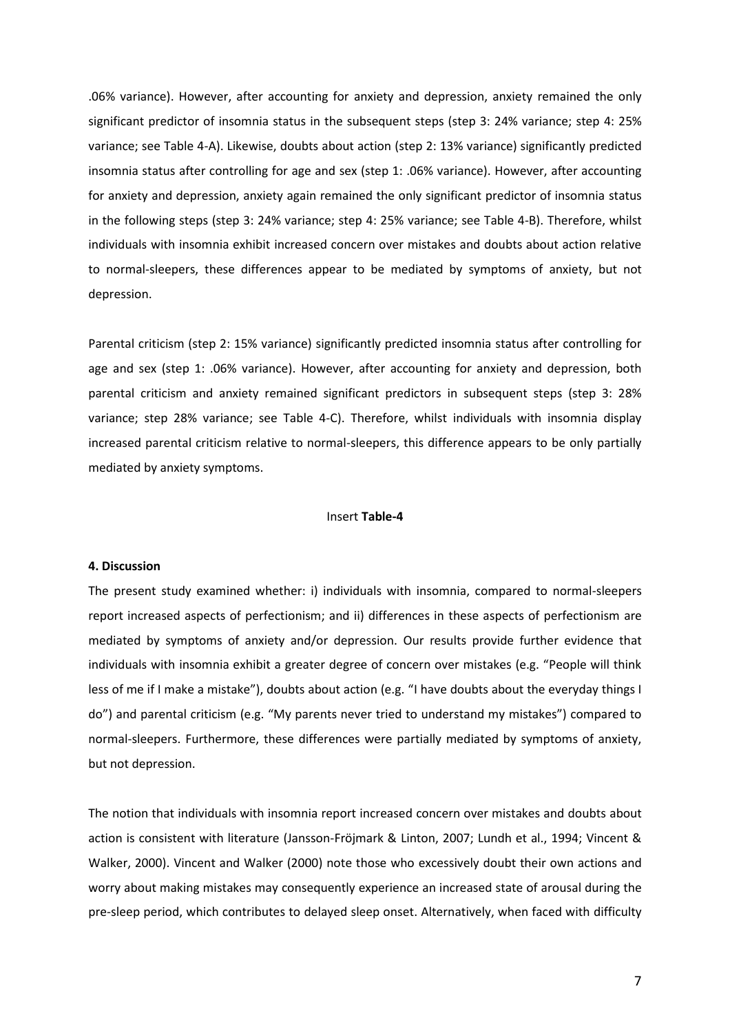.06% variance). However, after accounting for anxiety and depression, anxiety remained the only significant predictor of insomnia status in the subsequent steps (step 3: 24% variance; step 4: 25% variance; see Table 4-A). Likewise, doubts about action (step 2: 13% variance) significantly predicted insomnia status after controlling for age and sex (step 1: .06% variance). However, after accounting for anxiety and depression, anxiety again remained the only significant predictor of insomnia status in the following steps (step 3: 24% variance; step 4: 25% variance; see Table 4-B). Therefore, whilst individuals with insomnia exhibit increased concern over mistakes and doubts about action relative to normal-sleepers, these differences appear to be mediated by symptoms of anxiety, but not depression.

Parental criticism (step 2: 15% variance) significantly predicted insomnia status after controlling for age and sex (step 1: .06% variance). However, after accounting for anxiety and depression, both parental criticism and anxiety remained significant predictors in subsequent steps (step 3: 28% variance; step 28% variance; see Table 4-C). Therefore, whilst individuals with insomnia display increased parental criticism relative to normal-sleepers, this difference appears to be only partially mediated by anxiety symptoms.

Insert **Table-4**

**4. Discussion**

The present study examined whether: i) individuals with insomnia, compared to normal-sleepers report increased aspects of perfectionism; and ii) differences in these aspects of perfectionism are mediated by symptoms of anxiety and/or depression. Our results provide further evidence that individuals with insomnia exhibit a greater degree of concern over mistakes (e.g. "People will think less of me if I make a mistake"), doubts about action (e.g. "I have doubts about the everyday things I do") and parental criticism (e.g. "My parents never tried to understand my mistakes") compared to normal-sleepers. Furthermore, these differences were partially mediated by symptoms of anxiety, but not depression.

The notion that individuals with insomnia report increased concern over mistakes and doubts about action is consistent with literature (Jansson-Fröjmark & Linton, 2007; Lundh et al., 1994; Vincent & Walker, 2000). Vincent and Walker (2000) note those who excessively doubt their own actions and worry about making mistakes may consequently experience an increased state of arousal during the pre-sleep period, which contributes to delayed sleep onset. Alternatively, when faced with difficulty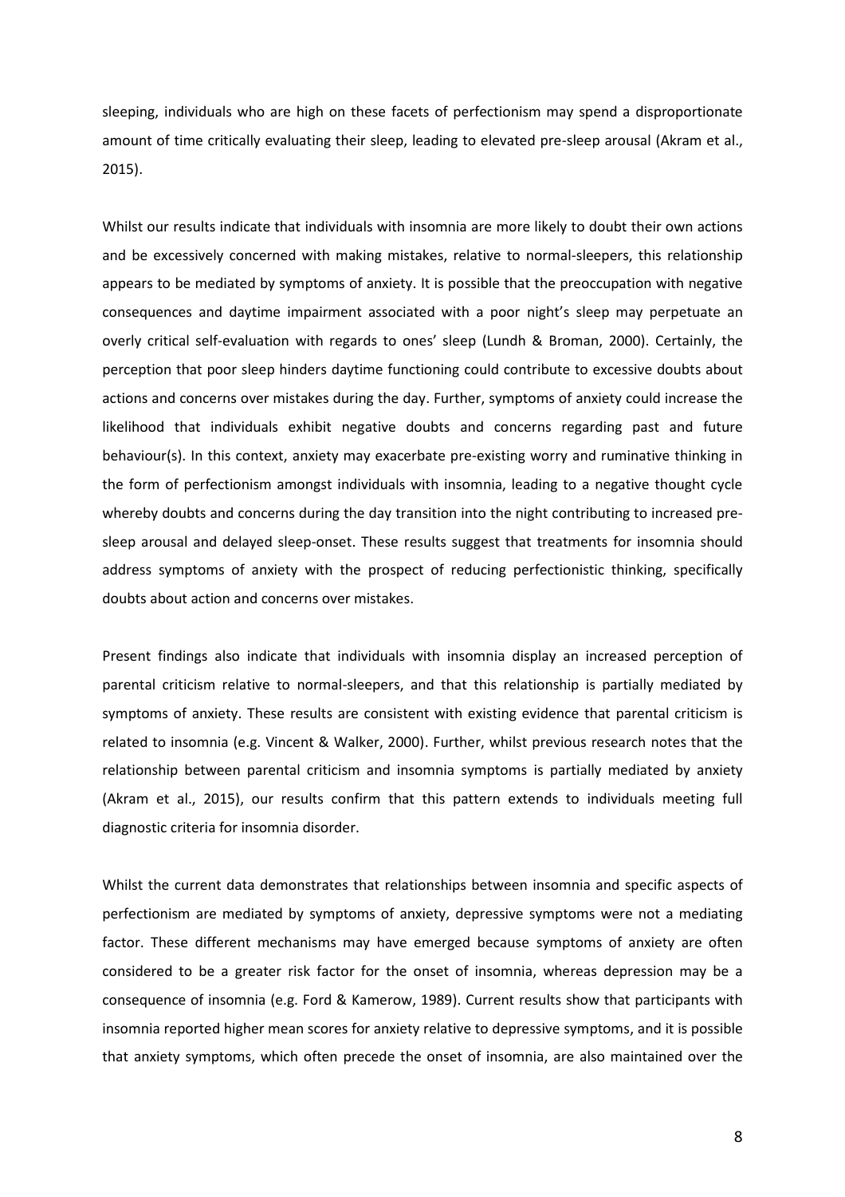sleeping, individuals who are high on these facets of perfectionism may spend a disproportionate amount of time critically evaluating their sleep, leading to elevated pre-sleep arousal (Akram et al., 2015).

Whilst our results indicate that individuals with insomnia are more likely to doubt their own actions and be excessively concerned with making mistakes, relative to normal-sleepers, this relationship appears to be mediated by symptoms of anxiety. It is possible that the preoccupation with negative consequences and daytime impairment associated with a poor night's sleep may perpetuate an overly critical self-evaluation with regards to ones' sleep (Lundh & Broman, 2000). Certainly, the perception that poor sleep hinders daytime functioning could contribute to excessive doubts about actions and concerns over mistakes during the day. Further, symptoms of anxiety could increase the likelihood that individuals exhibit negative doubts and concerns regarding past and future behaviour(s). In this context, anxiety may exacerbate pre-existing worry and ruminative thinking in the form of perfectionism amongst individuals with insomnia, leading to a negative thought cycle whereby doubts and concerns during the day transition into the night contributing to increased pre-sleep arousal and delayed sleep-onset. These results suggest that treatments for insomnia should address symptoms of anxiety with the prospect of reducing perfectionistic thinking, specifically doubts about action and concerns over mistakes.

Present findings also indicate that individuals with insomnia display an increased perception of parental criticism relative to normal-sleepers, and that this relationship is partially mediated by symptoms of anxiety. These results are consistent with existing evidence that parental criticism is related to insomnia (e.g. Vincent & Walker, 2000). Further, whilst previous research notes that the relationship between parental criticism and insomnia symptoms is partially mediated by anxiety (Akram et al., 2015), our results confirm that this pattern extends to individuals meeting full diagnostic criteria for insomnia disorder.

Whilst the current data demonstrates that relationships between insomnia and specific aspects of perfectionism are mediated by symptoms of anxiety, depressive symptoms were not a mediating factor. These different mechanisms may have emerged because symptoms of anxiety are often considered to be a greater risk factor for the onset of insomnia, whereas depression may be a consequence of insomnia (e.g. Ford & Kamerow, 1989). Current results show that participants with insomnia reported higher mean scores for anxiety relative to depressive symptoms, and it is possible that anxiety symptoms, which often precede the onset of insomnia, are also maintained over the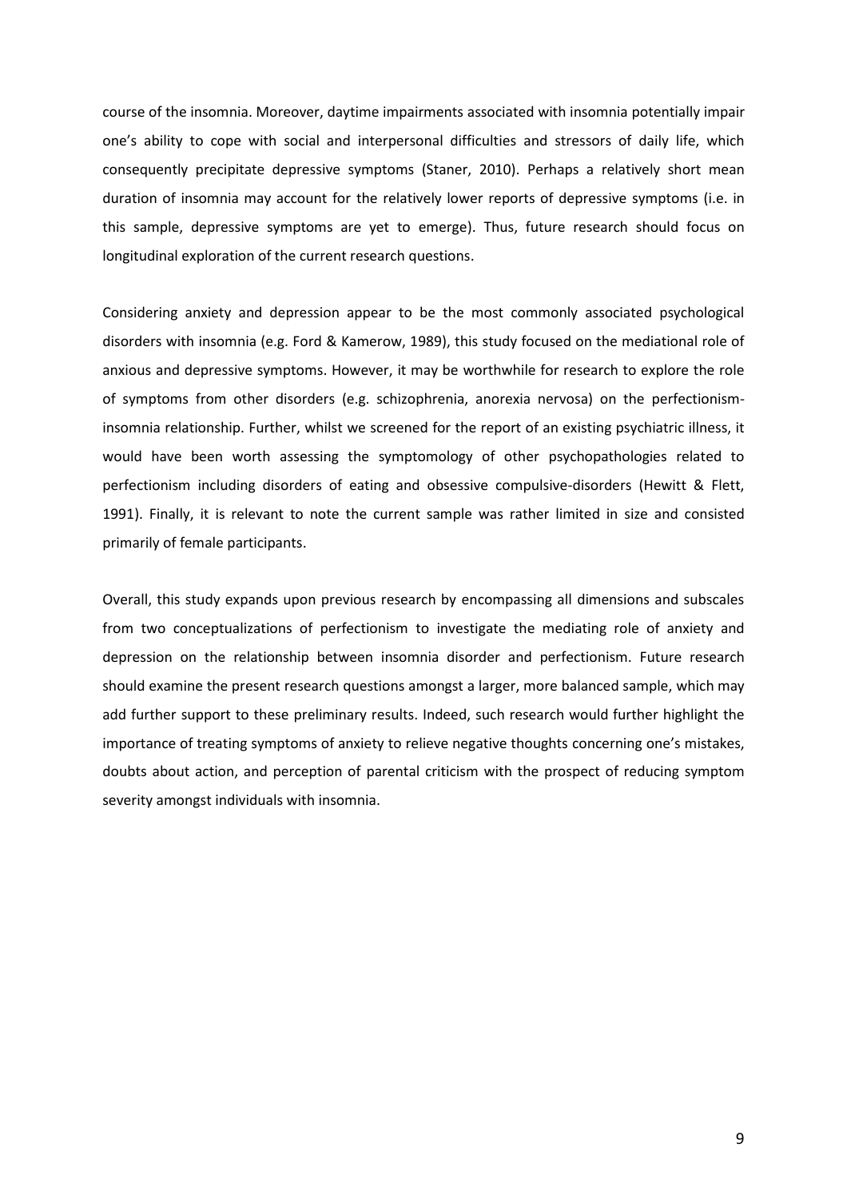course of the insomnia. Moreover, daytime impairments associated with insomnia potentially impair one's ability to cope with social and interpersonal difficulties and stressors of daily life, which consequently precipitate depressive symptoms (Staner, 2010). Perhaps a relatively short mean duration of insomnia may account for the relatively lower reports of depressive symptoms (i.e. in this sample, depressive symptoms are yet to emerge). Thus, future research should focus on longitudinal exploration of the current research questions.

Considering anxiety and depression appear to be the most commonly associated psychological disorders with insomnia (e.g. Ford & Kamerow, 1989), this study focused on the mediational role of anxious and depressive symptoms. However, it may be worthwhile for research to explore the role of symptoms from other disorders (e.g. schizophrenia, anorexia nervosa) on the perfectionism-insomnia relationship. Further, whilst we screened for the report of an existing psychiatric illness, it would have been worth assessing the symptomology of other psychopathologies related to perfectionism including disorders of eating and obsessive compulsive-disorders (Hewitt & Flett, 1991). Finally, it is relevant to note the current sample was rather limited in size and consisted primarily of female participants.

Overall, this study expands upon previous research by encompassing all dimensions and subscales from two conceptualizations of perfectionism to investigate the mediating role of anxiety and depression on the relationship between insomnia disorder and perfectionism. Future research should examine the present research questions amongst a larger, more balanced sample, which may add further support to these preliminary results. Indeed, such research would further highlight the importance of treating symptoms of anxiety to relieve negative thoughts concerning one's mistakes, doubts about action, and perception of parental criticism with the prospect of reducing symptom severity amongst individuals with insomnia.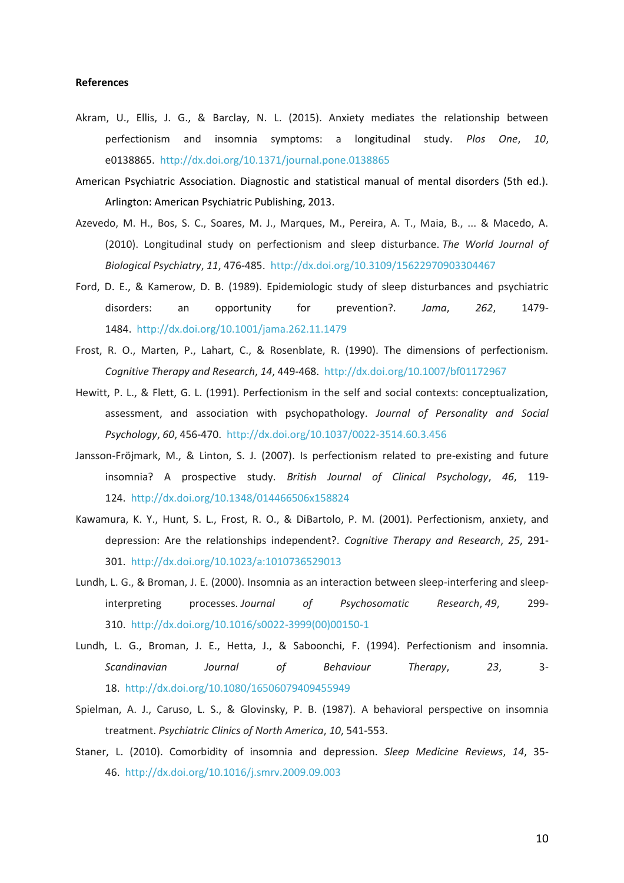**References**

Akram, U., Ellis, J. G., & Barclay, N. L. (2015). Anxiety mediates the relationship between perfectionism and insomnia symptoms: a longitudinal study. *Plos One*, *10*, e0138865. http://dx.doi.org/10.1371/journal.pone.0138865

American Psychiatric Association. Diagnostic and statistical manual of mental disorders (5th ed.). Arlington: American Psychiatric Publishing, 2013.

Azevedo, M. H., Bos, S. C., Soares, M. J., Marques, M., Pereira, A. T., Maia, B., ... & Macedo, A. (2010). Longitudinal study on perfectionism and sleep disturbance. *The World Journal of Biological Psychiatry*, *11*, 476-485. http://dx.doi.org/10.3109/15622970903304467

Ford, D. E., & Kamerow, D. B. (1989). Epidemiologic study of sleep disturbances and psychiatric disorders: an opportunity for prevention?. *Jama*, *262*, 1479-1484. http://dx.doi.org/10.1001/jama.262.11.1479

Frost, R. O., Marten, P., Lahart, C., & Rosenblate, R. (1990). The dimensions of perfectionism. *Cognitive Therapy and Research*, *14*, 449-468. http://dx.doi.org/10.1007/bf01172967

Hewitt, P. L., & Flett, G. L. (1991). Perfectionism in the self and social contexts: conceptualization, assessment, and association with psychopathology. *Journal of Personality and Social Psychology*, *60*, 456-470. http://dx.doi.org/10.1037/0022-3514.60.3.456

Jansson-Fröjmark, M., & Linton, S. J. (2007). Is perfectionism related to pre-existing and future insomnia? A prospective study. *British Journal of Clinical Psychology*, *46*, 119-124. http://dx.doi.org/10.1348/014466506x158824

Kawamura, K. Y., Hunt, S. L., Frost, R. O., & DiBartolo, P. M. (2001). Perfectionism, anxiety, and depression: Are the relationships independent?. *Cognitive Therapy and Research*, *25*, 291-301. http://dx.doi.org/10.1023/a:1010736529013

Lundh, L. G., & Broman, J. E. (2000). Insomnia as an interaction between sleep-interfering and sleep-interpreting processes. *Journal of Psychosomatic Research*, *49*, 299-310. http://dx.doi.org/10.1016/s0022-3999(00)00150-1

Lundh, L. G., Broman, J. E., Hetta, J., & Saboonchi, F. (1994). Perfectionism and insomnia. *Scandinavian Journal of Behaviour Therapy*, *23*, 3-18. http://dx.doi.org/10.1080/16506079409455949

Spielman, A. J., Caruso, L. S., & Glovinsky, P. B. (1987). A behavioral perspective on insomnia treatment. *Psychiatric Clinics of North America*, *10*, 541-553.

Staner, L. (2010). Comorbidity of insomnia and depression. *Sleep Medicine Reviews*, *14*, 35-46. http://dx.doi.org/10.1016/j.smrv.2009.09.003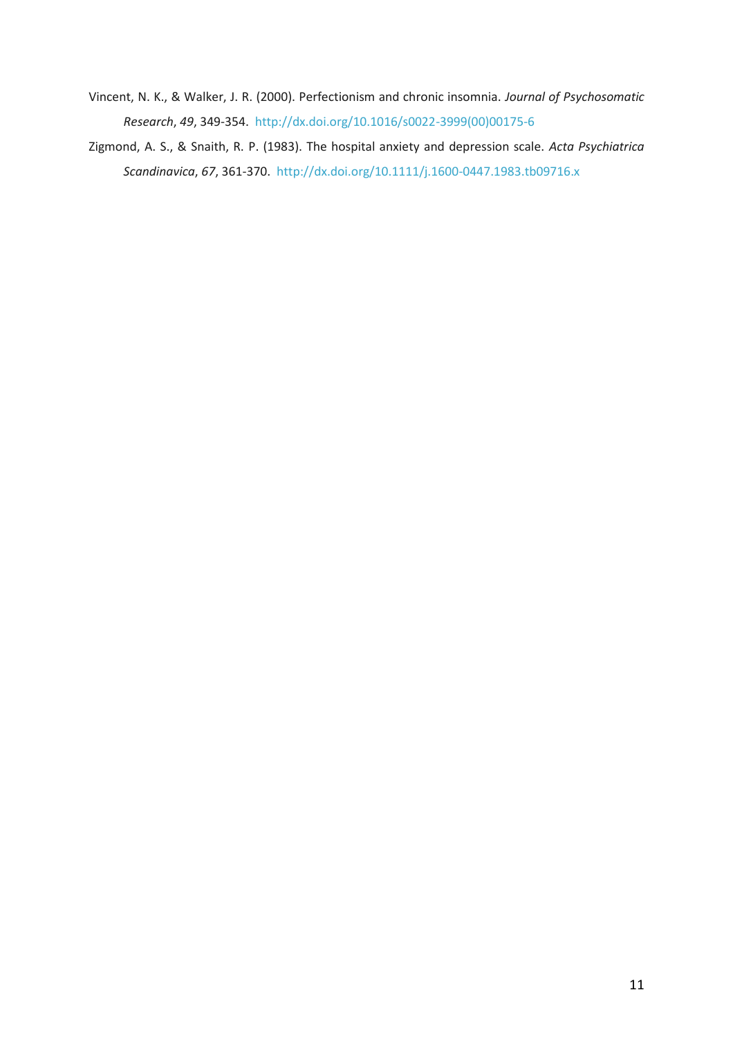Vincent, N. K., & Walker, J. R. (2000). Perfectionism and chronic insomnia. *Journal of Psychosomatic Research*, *49*, 349-354. http://dx.doi.org/10.1016/s0022-3999(00)00175-6

Zigmond, A. S., & Snaith, R. P. (1983). The hospital anxiety and depression scale. *Acta Psychiatrica Scandinavica*, *67*, 361-370. http://dx.doi.org/10.1111/j.1600-0447.1983.tb09716.x